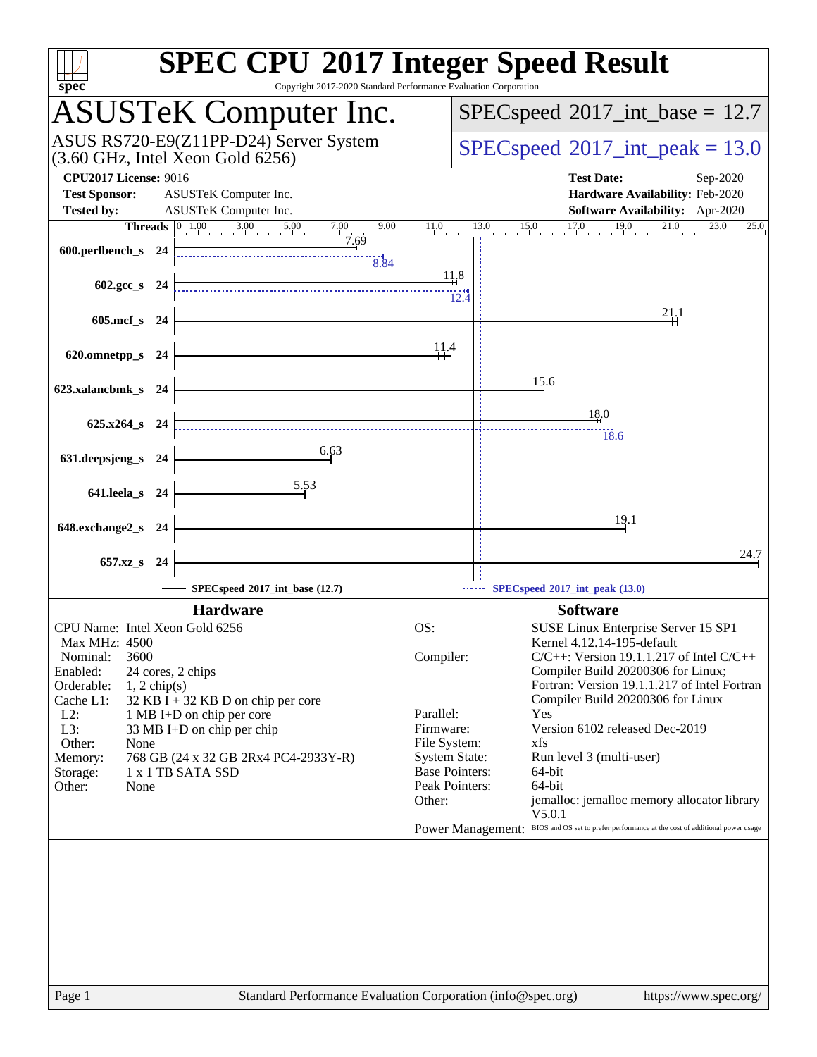# SPEC CPU 2017 Integer Speed Result

Copyright 2017-2020 Standard Performance Evaluation Corporation

## ASUSTeK Computer Inc.

ASUS RS720-E9(Z11PP-D24) Server System (3.60 GHz, Intel Xeon Gold 6256)

SPECspeed 2017_int_base = 12.7

SPECspeed 2017_int_peak = 13.0

**CPU2017 License:** 9016
**Test Sponsor:** ASUSTeK Computer Inc.
**Tested by:** ASUSTeK Computer Inc.

**Test Date:** Sep-2020
**Hardware Availability:** Feb-2020
**Software Availability:** Apr-2020

| Benchmark | Threads | Base | Peak |
|---|---|---|---|
| 600.perlbench_s | 24 | 7.69 | 8.84 |
| 602.gcc_s | 24 | 11.8 | 12.4 |
| 605.mcf_s | 24 | 21.1 | |
| 620.omnetpp_s | 24 | 11.4 | |
| 623.xalancbmk_s | 24 | 15.6 | |
| 625.x264_s | 24 | 18.0 | 18.6 |
| 631.deepsjeng_s | 24 | 6.63 | |
| 641.leela_s | 24 | 5.53 | |
| 648.exchange2_s | 24 | 19.1 | |
| 657.xz_s | 24 | 24.7 | |

SPECspeed 2017_int_base (12.7) — SPECspeed 2017_int_peak (13.0)

### Hardware

| | |
|---|---|
| CPU Name: | Intel Xeon Gold 6256 |
| Max MHz: | 4500 |
| Nominal: | 3600 |
| Enabled: | 24 cores, 2 chips |
| Orderable: | 1, 2 chip(s) |
| Cache L1: | 32 KB I + 32 KB D on chip per core |
| L2: | 1 MB I+D on chip per core |
| L3: | 33 MB I+D on chip per chip |
| Other: | None |
| Memory: | 768 GB (24 x 32 GB 2Rx4 PC4-2933Y-R) |
| Storage: | 1 x 1 TB SATA SSD |
| Other: | None |

### Software

| | |
|---|---|
| OS: | SUSE Linux Enterprise Server 15 SP1 Kernel 4.12.14-195-default |
| Compiler: | C/C++: Version 19.1.1.217 of Intel C/C++ Compiler Build 20200306 for Linux; Fortran: Version 19.1.1.217 of Intel Fortran Compiler Build 20200306 for Linux |
| Parallel: | Yes |
| Firmware: | Version 6102 released Dec-2019 |
| File System: | xfs |
| System State: | Run level 3 (multi-user) |
| Base Pointers: | 64-bit |
| Peak Pointers: | 64-bit |
| Other: | jemalloc: jemalloc memory allocator library V5.0.1 |
| Power Management: | BIOS and OS set to prefer performance at the cost of additional power usage |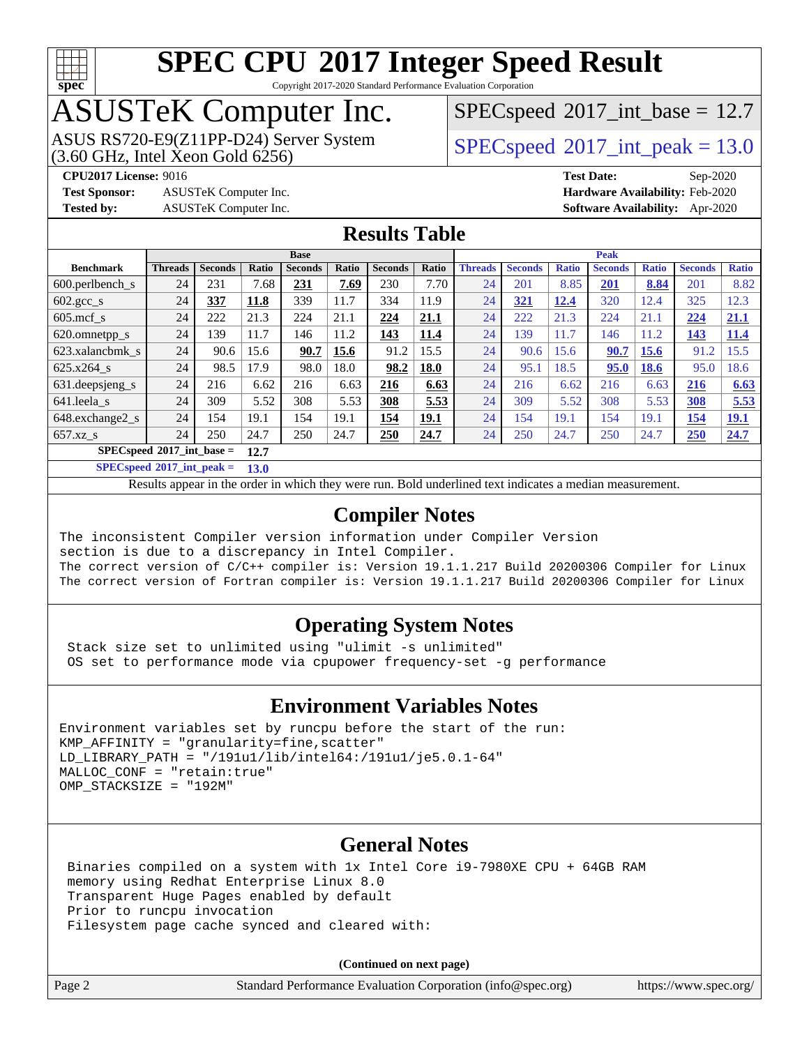# SPEC CPU 2017 Integer Speed Result

Copyright 2017-2020 Standard Performance Evaluation Corporation

# ASUSTeK Computer Inc.

ASUS RS720-E9(Z11PP-D24) Server System
(3.60 GHz, Intel Xeon Gold 6256)

SPECspeed 2017_int_base = 12.7

SPECspeed 2017_int_peak = 13.0

**CPU2017 License:** 9016
**Test Sponsor:** ASUSTeK Computer Inc.
**Tested by:** ASUSTeK Computer Inc.

**Test Date:** Sep-2020
**Hardware Availability:** Feb-2020
**Software Availability:** Apr-2020

## Results Table

| Benchmark | Base | | | | | | | Peak | | | | | | |
|---|---|---|---|---|---|---|---|---|---|---|---|---|---|---|
| | Threads | Seconds | Ratio | Seconds | Ratio | Seconds | Ratio | Threads | Seconds | Ratio | Seconds | Ratio | Seconds | Ratio |
| 600.perlbench_s | 24 | 231 | 7.68 | **231** | **7.69** | 230 | 7.70 | 24 | 201 | 8.85 | **201** | **8.84** | 201 | 8.82 |
| 602.gcc_s | 24 | **337** | **11.8** | 339 | 11.7 | 334 | 11.9 | 24 | **321** | **12.4** | 320 | 12.4 | 325 | 12.3 |
| 605.mcf_s | 24 | 222 | 21.3 | 224 | 21.1 | **224** | **21.1** | 24 | 222 | 21.3 | 224 | 21.1 | **224** | **21.1** |
| 620.omnetpp_s | 24 | 139 | 11.7 | 146 | 11.2 | **143** | **11.4** | 24 | 139 | 11.7 | 146 | 11.2 | **143** | **11.4** |
| 623.xalancbmk_s | 24 | 90.6 | 15.6 | **90.7** | **15.6** | 91.2 | 15.5 | 24 | 90.6 | 15.6 | **90.7** | **15.6** | 91.2 | 15.5 |
| 625.x264_s | 24 | 98.5 | 17.9 | 98.0 | 18.0 | **98.2** | **18.0** | 24 | 95.1 | 18.5 | **95.0** | **18.6** | 95.0 | 18.6 |
| 631.deepsjeng_s | 24 | 216 | 6.62 | 216 | 6.63 | **216** | **6.63** | 24 | 216 | 6.62 | 216 | 6.63 | **216** | **6.63** |
| 641.leela_s | 24 | 309 | 5.52 | 308 | 5.53 | **308** | **5.53** | 24 | 309 | 5.52 | 308 | 5.53 | **308** | **5.53** |
| 648.exchange2_s | 24 | 154 | 19.1 | 154 | 19.1 | **154** | **19.1** | 24 | 154 | 19.1 | 154 | 19.1 | **154** | **19.1** |
| 657.xz_s | 24 | 250 | 24.7 | 250 | 24.7 | **250** | **24.7** | 24 | 250 | 24.7 | 250 | 24.7 | **250** | **24.7** |

**SPECspeed 2017_int_base = 12.7**

**SPECspeed 2017_int_peak = 13.0**

Results appear in the order in which they were run. Bold underlined text indicates a median measurement.

## Compiler Notes

```
The inconsistent Compiler version information under Compiler Version
section is due to a discrepancy in Intel Compiler.
The correct version of C/C++ compiler is: Version 19.1.1.217 Build 20200306 Compiler for Linux
The correct version of Fortran compiler is: Version 19.1.1.217 Build 20200306 Compiler for Linux
```

## Operating System Notes

```
Stack size set to unlimited using "ulimit -s unlimited"
OS set to performance mode via cpupower frequency-set -g performance
```

## Environment Variables Notes

```
Environment variables set by runcpu before the start of the run:
KMP_AFFINITY = "granularity=fine,scatter"
LD_LIBRARY_PATH = "/191u1/lib/intel64:/191u1/je5.0.1-64"
MALLOC_CONF = "retain:true"
OMP_STACKSIZE = "192M"
```

## General Notes

```
Binaries compiled on a system with 1x Intel Core i9-7980XE CPU + 64GB RAM
memory using Redhat Enterprise Linux 8.0
Transparent Huge Pages enabled by default
Prior to runcpu invocation
Filesystem page cache synced and cleared with:
```

**(Continued on next page)**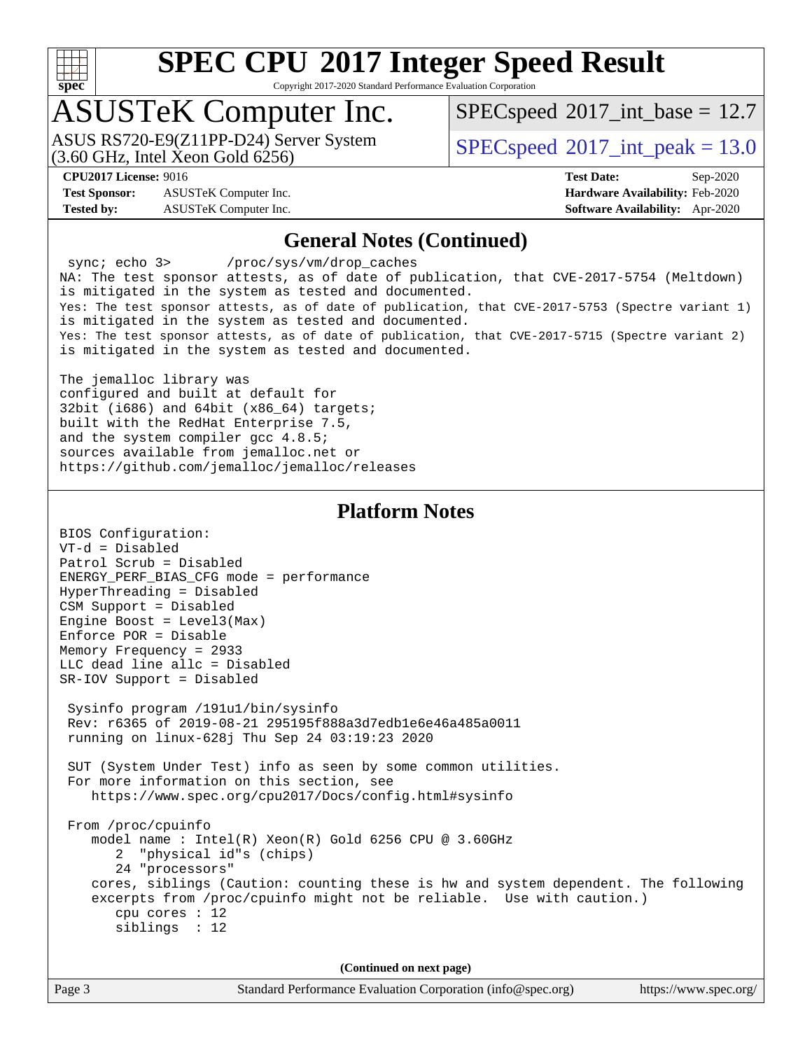# SPEC CPU 2017 Integer Speed Result

Copyright 2017-2020 Standard Performance Evaluation Corporation

## ASUSTeK Computer Inc.

ASUS RS720-E9(Z11PP-D24) Server System (3.60 GHz, Intel Xeon Gold 6256)

SPECspeed 2017_int_base = 12.7

SPECspeed 2017_int_peak = 13.0

**CPU2017 License:** 9016
**Test Sponsor:** ASUSTeK Computer Inc.
**Tested by:** ASUSTeK Computer Inc.

**Test Date:** Sep-2020
**Hardware Availability:** Feb-2020
**Software Availability:** Apr-2020

## General Notes (Continued)

```
 sync; echo 3>       /proc/sys/vm/drop_caches
NA: The test sponsor attests, as of date of publication, that CVE-2017-5754 (Meltdown)
is mitigated in the system as tested and documented.
Yes: The test sponsor attests, as of date of publication, that CVE-2017-5753 (Spectre variant 1)
is mitigated in the system as tested and documented.
Yes: The test sponsor attests, as of date of publication, that CVE-2017-5715 (Spectre variant 2)
is mitigated in the system as tested and documented.

The jemalloc library was
configured and built at default for
32bit (i686) and 64bit (x86_64) targets;
built with the RedHat Enterprise 7.5,
and the system compiler gcc 4.8.5;
sources available from jemalloc.net or
https://github.com/jemalloc/jemalloc/releases
```

## Platform Notes

```
BIOS Configuration:
VT-d = Disabled
Patrol Scrub = Disabled
ENERGY_PERF_BIAS_CFG mode = performance
HyperThreading = Disabled
CSM Support = Disabled
Engine Boost = Level3(Max)
Enforce POR = Disable
Memory Frequency = 2933
LLC dead line allc = Disabled
SR-IOV Support = Disabled

 Sysinfo program /191u1/bin/sysinfo
 Rev: r6365 of 2019-08-21 295195f888a3d7edb1e6e46a485a0011
 running on linux-628j Thu Sep 24 03:19:23 2020

 SUT (System Under Test) info as seen by some common utilities.
 For more information on this section, see
    https://www.spec.org/cpu2017/Docs/config.html#sysinfo

 From /proc/cpuinfo
    model name : Intel(R) Xeon(R) Gold 6256 CPU @ 3.60GHz
       2  "physical id"s (chips)
       24 "processors"
    cores, siblings (Caution: counting these is hw and system dependent. The following
    excerpts from /proc/cpuinfo might not be reliable.  Use with caution.)
       cpu cores : 12
       siblings  : 12
```

**(Continued on next page)**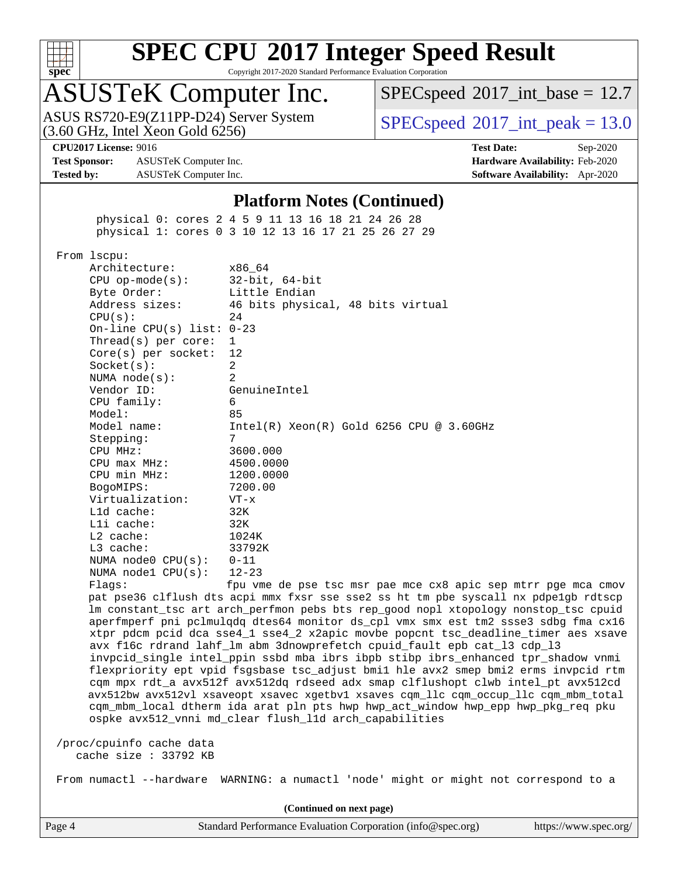## Platform Notes (Continued)

```
       physical 0: cores 2 4 5 9 11 13 16 18 21 24 26 28
       physical 1: cores 0 3 10 12 13 16 17 21 25 26 27 29

 From lscpu:
      Architecture:        x86_64
      CPU op-mode(s):      32-bit, 64-bit
      Byte Order:          Little Endian
      Address sizes:       46 bits physical, 48 bits virtual
      CPU(s):              24
      On-line CPU(s) list: 0-23
      Thread(s) per core:  1
      Core(s) per socket:  12
      Socket(s):           2
      NUMA node(s):        2
      Vendor ID:           GenuineIntel
      CPU family:          6
      Model:               85
      Model name:          Intel(R) Xeon(R) Gold 6256 CPU @ 3.60GHz
      Stepping:            7
      CPU MHz:             3600.000
      CPU max MHz:         4500.0000
      CPU min MHz:         1200.0000
      BogoMIPS:            7200.00
      Virtualization:      VT-x
      L1d cache:           32K
      L1i cache:           32K
      L2 cache:            1024K
      L3 cache:            33792K
      NUMA node0 CPU(s):   0-11
      NUMA node1 CPU(s):   12-23
      Flags:               fpu vme de pse tsc msr pae mce cx8 apic sep mtrr pge mca cmov
      pat pse36 clflush dts acpi mmx fxsr sse sse2 ss ht tm pbe syscall nx pdpe1gb rdtscp
      lm constant_tsc art arch_perfmon pebs bts rep_good nopl xtopology nonstop_tsc cpuid
      aperfmperf pni pclmulqdq dtes64 monitor ds_cpl vmx smx est tm2 ssse3 sdbg fma cx16
      xtpr pdcm pcid dca sse4_1 sse4_2 x2apic movbe popcnt tsc_deadline_timer aes xsave
      avx f16c rdrand lahf_lm abm 3dnowprefetch cpuid_fault epb cat_l3 cdp_l3
      invpcid_single intel_ppin ssbd mba ibrs ibpb stibp ibrs_enhanced tpr_shadow vnmi
      flexpriority ept vpid fsgsbase tsc_adjust bmi1 hle avx2 smep bmi2 erms invpcid rtm
      cqm mpx rdt_a avx512f avx512dq rdseed adx smap clflushopt clwb intel_pt avx512cd
      avx512bw avx512vl xsaveopt xsavec xgetbv1 xsaves cqm_llc cqm_occup_llc cqm_mbm_total
      cqm_mbm_local dtherm ida arat pln pts hwp hwp_act_window hwp_epp hwp_pkg_req pku
      ospke avx512_vnni md_clear flush_l1d arch_capabilities

 /proc/cpuinfo cache data
    cache size : 33792 KB

 From numactl --hardware  WARNING: a numactl 'node' might or might not correspond to a
```

(Continued on next page)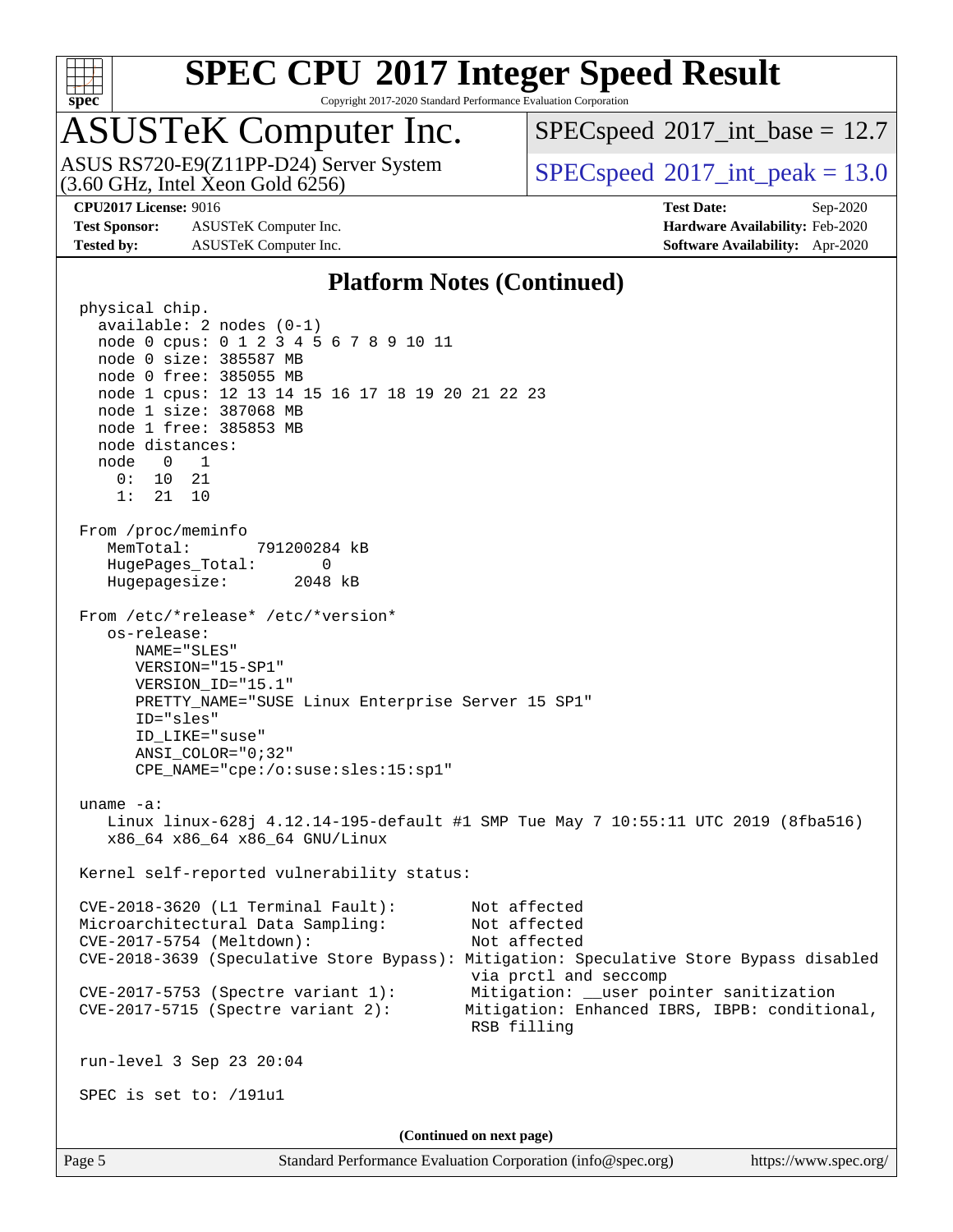## Platform Notes (Continued)

```
physical chip.
  available: 2 nodes (0-1)
  node 0 cpus: 0 1 2 3 4 5 6 7 8 9 10 11
  node 0 size: 385587 MB
  node 0 free: 385055 MB
  node 1 cpus: 12 13 14 15 16 17 18 19 20 21 22 23
  node 1 size: 387068 MB
  node 1 free: 385853 MB
  node distances:
  node   0   1
    0:  10  21
    1:  21  10

From /proc/meminfo
   MemTotal:       791200284 kB
   HugePages_Total:       0
   Hugepagesize:       2048 kB

From /etc/*release* /etc/*version*
   os-release:
      NAME="SLES"
      VERSION="15-SP1"
      VERSION_ID="15.1"
      PRETTY_NAME="SUSE Linux Enterprise Server 15 SP1"
      ID="sles"
      ID_LIKE="suse"
      ANSI_COLOR="0;32"
      CPE_NAME="cpe:/o:suse:sles:15:sp1"

uname -a:
   Linux linux-628j 4.12.14-195-default #1 SMP Tue May 7 10:55:11 UTC 2019 (8fba516)
   x86_64 x86_64 x86_64 GNU/Linux

Kernel self-reported vulnerability status:

CVE-2018-3620 (L1 Terminal Fault):        Not affected
Microarchitectural Data Sampling:         Not affected
CVE-2017-5754 (Meltdown):                 Not affected
CVE-2018-3639 (Speculative Store Bypass): Mitigation: Speculative Store Bypass disabled
                                          via prctl and seccomp
CVE-2017-5753 (Spectre variant 1):        Mitigation: __user pointer sanitization
CVE-2017-5715 (Spectre variant 2):        Mitigation: Enhanced IBRS, IBPB: conditional,
                                          RSB filling

run-level 3 Sep 23 20:04

SPEC is set to: /191u1
```

(Continued on next page)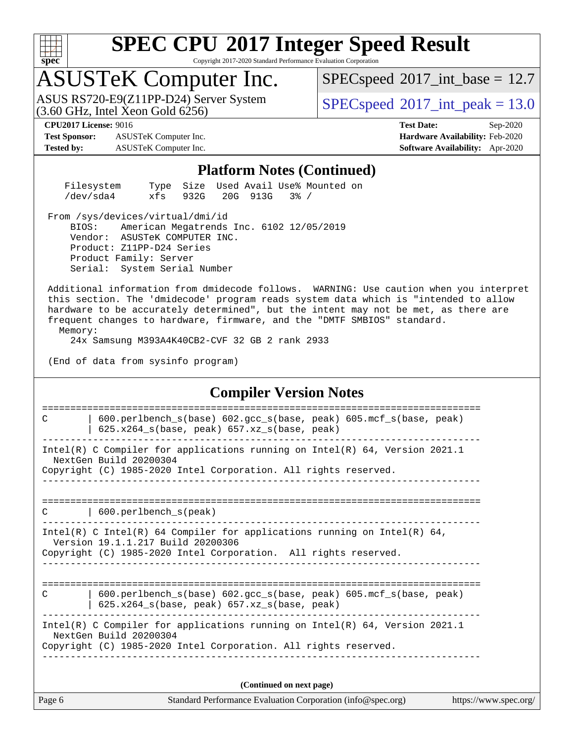## Platform Notes (Continued)

```
    Filesystem     Type  Size  Used Avail Use% Mounted on
    /dev/sda4      xfs   932G   20G  913G   3% /

 From /sys/devices/virtual/dmi/id
     BIOS:    American Megatrends Inc. 6102 12/05/2019
     Vendor:  ASUSTeK COMPUTER INC.
     Product: Z11PP-D24 Series
     Product Family: Server
     Serial:  System Serial Number

 Additional information from dmidecode follows.  WARNING: Use caution when you interpret
 this section. The 'dmidecode' program reads system data which is "intended to allow
 hardware to be accurately determined", but the intent may not be met, as there are
 frequent changes to hardware, firmware, and the "DMTF SMBIOS" standard.
   Memory:
     24x Samsung M393A4K40CB2-CVF 32 GB 2 rank 2933

 (End of data from sysinfo program)
```

## Compiler Version Notes

```
==============================================================================
C        | 600.perlbench_s(base) 602.gcc_s(base, peak) 605.mcf_s(base, peak)
         | 625.x264_s(base, peak) 657.xz_s(base, peak)
------------------------------------------------------------------------------
Intel(R) C Compiler for applications running on Intel(R) 64, Version 2021.1
  NextGen Build 20200304
Copyright (C) 1985-2020 Intel Corporation. All rights reserved.
------------------------------------------------------------------------------

==============================================================================
C        | 600.perlbench_s(peak)
------------------------------------------------------------------------------
Intel(R) C Intel(R) 64 Compiler for applications running on Intel(R) 64,
  Version 19.1.1.217 Build 20200306
Copyright (C) 1985-2020 Intel Corporation.  All rights reserved.
------------------------------------------------------------------------------

==============================================================================
C        | 600.perlbench_s(base) 602.gcc_s(base, peak) 605.mcf_s(base, peak)
         | 625.x264_s(base, peak) 657.xz_s(base, peak)
------------------------------------------------------------------------------
Intel(R) C Compiler for applications running on Intel(R) 64, Version 2021.1
  NextGen Build 20200304
Copyright (C) 1985-2020 Intel Corporation. All rights reserved.
------------------------------------------------------------------------------
```

(Continued on next page)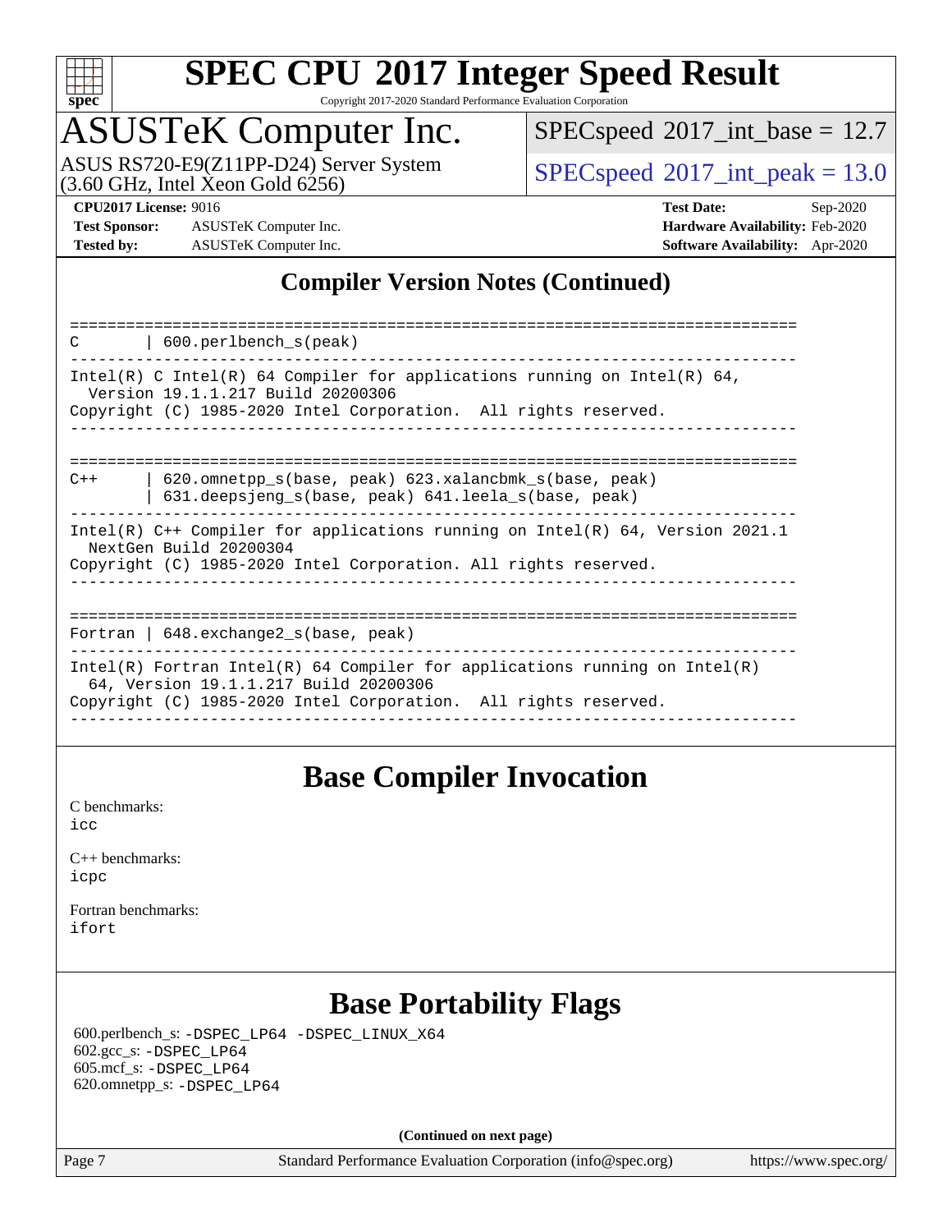## Compiler Version Notes (Continued)

```
==============================================================================
C       | 600.perlbench_s(peak)
------------------------------------------------------------------------------
Intel(R) C Intel(R) 64 Compiler for applications running on Intel(R) 64,
  Version 19.1.1.217 Build 20200306
Copyright (C) 1985-2020 Intel Corporation.  All rights reserved.
------------------------------------------------------------------------------

==============================================================================
C++     | 620.omnetpp_s(base, peak) 623.xalancbmk_s(base, peak)
        | 631.deepsjeng_s(base, peak) 641.leela_s(base, peak)
------------------------------------------------------------------------------
Intel(R) C++ Compiler for applications running on Intel(R) 64, Version 2021.1
  NextGen Build 20200304
Copyright (C) 1985-2020 Intel Corporation. All rights reserved.
------------------------------------------------------------------------------

==============================================================================
Fortran | 648.exchange2_s(base, peak)
------------------------------------------------------------------------------
Intel(R) Fortran Intel(R) 64 Compiler for applications running on Intel(R)
  64, Version 19.1.1.217 Build 20200306
Copyright (C) 1985-2020 Intel Corporation.  All rights reserved.
------------------------------------------------------------------------------
```

## Base Compiler Invocation

C benchmarks:
icc

C++ benchmarks:
icpc

Fortran benchmarks:
ifort

## Base Portability Flags

600.perlbench_s: -DSPEC_LP64 -DSPEC_LINUX_X64
602.gcc_s: -DSPEC_LP64
605.mcf_s: -DSPEC_LP64
620.omnetpp_s: -DSPEC_LP64

(Continued on next page)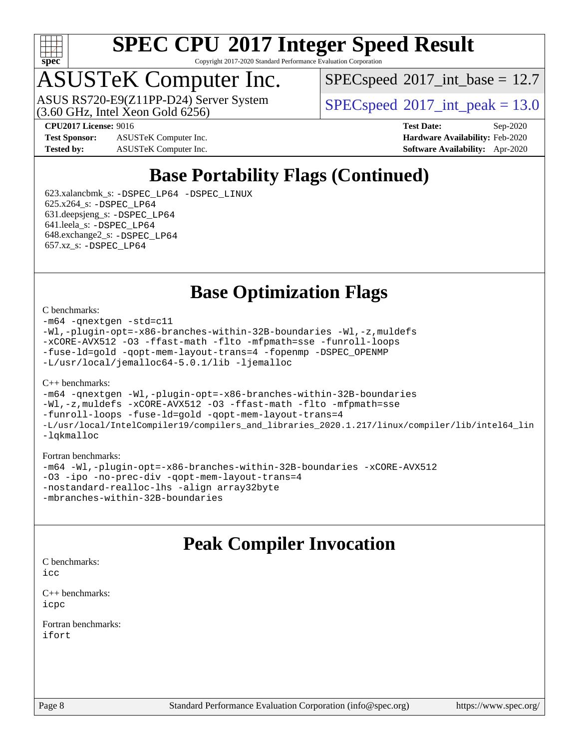# Base Portability Flags (Continued)

623.xalancbmk_s: `-DSPEC_LP64 -DSPEC_LINUX`
625.x264_s: `-DSPEC_LP64`
631.deepsjeng_s: `-DSPEC_LP64`
641.leela_s: `-DSPEC_LP64`
648.exchange2_s: `-DSPEC_LP64`
657.xz_s: `-DSPEC_LP64`

# Base Optimization Flags

C benchmarks:

```
-m64 -qnextgen -std=c11
-Wl,-plugin-opt=-x86-branches-within-32B-boundaries -Wl,-z,muldefs
-xCORE-AVX512 -O3 -ffast-math -flto -mfpmath=sse -funroll-loops
-fuse-ld=gold -qopt-mem-layout-trans=4 -fopenmp -DSPEC_OPENMP
-L/usr/local/jemalloc64-5.0.1/lib -ljemalloc
```

C++ benchmarks:

```
-m64 -qnextgen -Wl,-plugin-opt=-x86-branches-within-32B-boundaries
-Wl,-z,muldefs -xCORE-AVX512 -O3 -ffast-math -flto -mfpmath=sse
-funroll-loops -fuse-ld=gold -qopt-mem-layout-trans=4
-L/usr/local/IntelCompiler19/compilers_and_libraries_2020.1.217/linux/compiler/lib/intel64_lin
-lqkmalloc
```

Fortran benchmarks:

```
-m64 -Wl,-plugin-opt=-x86-branches-within-32B-boundaries -xCORE-AVX512
-O3 -ipo -no-prec-div -qopt-mem-layout-trans=4
-nostandard-realloc-lhs -align array32byte
-mbranches-within-32B-boundaries
```

# Peak Compiler Invocation

C benchmarks:
`icc`

C++ benchmarks:
`icpc`

Fortran benchmarks:
`ifort`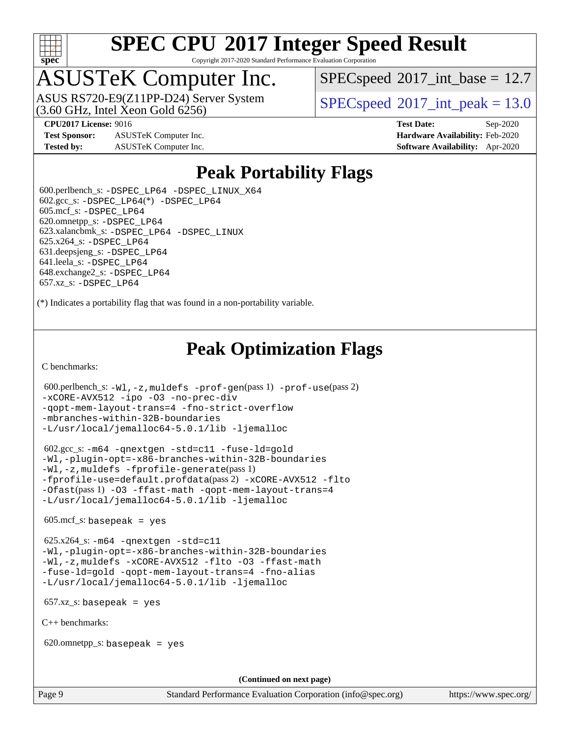# SPEC CPU 2017 Integer Speed Result

Copyright 2017-2020 Standard Performance Evaluation Corporation

## ASUSTeK Computer Inc.

ASUS RS720-E9(Z11PP-D24) Server System (3.60 GHz, Intel Xeon Gold 6256)

SPECspeed 2017_int_base = 12.7

SPECspeed 2017_int_peak = 13.0

**CPU2017 License:** 9016
**Test Sponsor:** ASUSTeK Computer Inc.
**Tested by:** ASUSTeK Computer Inc.

**Test Date:** Sep-2020
**Hardware Availability:** Feb-2020
**Software Availability:** Apr-2020

## Peak Portability Flags

600.perlbench_s: `-DSPEC_LP64 -DSPEC_LINUX_X64`
602.gcc_s: `-DSPEC_LP64`(*) `-DSPEC_LP64`
605.mcf_s: `-DSPEC_LP64`
620.omnetpp_s: `-DSPEC_LP64`
623.xalancbmk_s: `-DSPEC_LP64 -DSPEC_LINUX`
625.x264_s: `-DSPEC_LP64`
631.deepsjeng_s: `-DSPEC_LP64`
641.leela_s: `-DSPEC_LP64`
648.exchange2_s: `-DSPEC_LP64`
657.xz_s: `-DSPEC_LP64`

(*) Indicates a portability flag that was found in a non-portability variable.

## Peak Optimization Flags

C benchmarks:

600.perlbench_s: `-Wl,-z,muldefs -prof-gen`(pass 1) `-prof-use`(pass 2) `-xCORE-AVX512 -ipo -O3 -no-prec-div -qopt-mem-layout-trans=4 -fno-strict-overflow -mbranches-within-32B-boundaries -L/usr/local/jemalloc64-5.0.1/lib -ljemalloc`

602.gcc_s: `-m64 -qnextgen -std=c11 -fuse-ld=gold -Wl,-plugin-opt=-x86-branches-within-32B-boundaries -Wl,-z,muldefs -fprofile-generate`(pass 1) `-fprofile-use=default.profdata`(pass 2) `-xCORE-AVX512 -flto -Ofast`(pass 1) `-O3 -ffast-math -qopt-mem-layout-trans=4 -L/usr/local/jemalloc64-5.0.1/lib -ljemalloc`

605.mcf_s: `basepeak = yes`

625.x264_s: `-m64 -qnextgen -std=c11 -Wl,-plugin-opt=-x86-branches-within-32B-boundaries -Wl,-z,muldefs -xCORE-AVX512 -flto -O3 -ffast-math -fuse-ld=gold -qopt-mem-layout-trans=4 -fno-alias -L/usr/local/jemalloc64-5.0.1/lib -ljemalloc`

657.xz_s: `basepeak = yes`

C++ benchmarks:

620.omnetpp_s: `basepeak = yes`

(Continued on next page)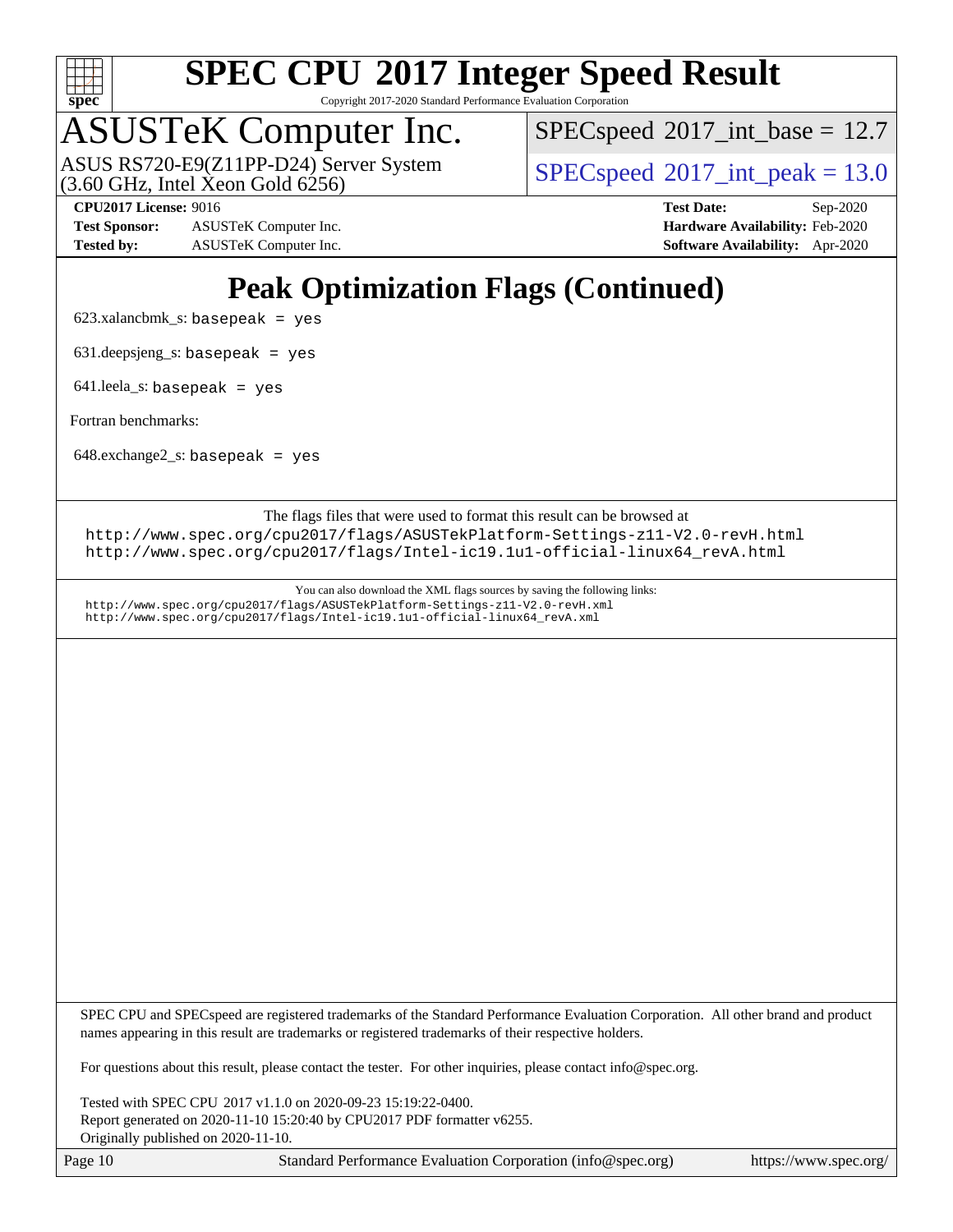# Peak Optimization Flags (Continued)

623.xalancbmk_s: basepeak = yes

631.deepsjeng_s: basepeak = yes

641.leela_s: basepeak = yes

Fortran benchmarks:

648.exchange2_s: basepeak = yes

The flags files that were used to format this result can be browsed at

http://www.spec.org/cpu2017/flags/ASUSTekPlatform-Settings-z11-V2.0-revH.html
http://www.spec.org/cpu2017/flags/Intel-ic19.1u1-official-linux64_revA.html

You can also download the XML flags sources by saving the following links:

http://www.spec.org/cpu2017/flags/ASUSTekPlatform-Settings-z11-V2.0-revH.xml
http://www.spec.org/cpu2017/flags/Intel-ic19.1u1-official-linux64_revA.xml

SPEC CPU and SPECspeed are registered trademarks of the Standard Performance Evaluation Corporation. All other brand and product names appearing in this result are trademarks or registered trademarks of their respective holders.

For questions about this result, please contact the tester. For other inquiries, please contact info@spec.org.

Tested with SPEC CPU 2017 v1.1.0 on 2020-09-23 15:19:22-0400.
Report generated on 2020-11-10 15:20:40 by CPU2017 PDF formatter v6255.
Originally published on 2020-11-10.